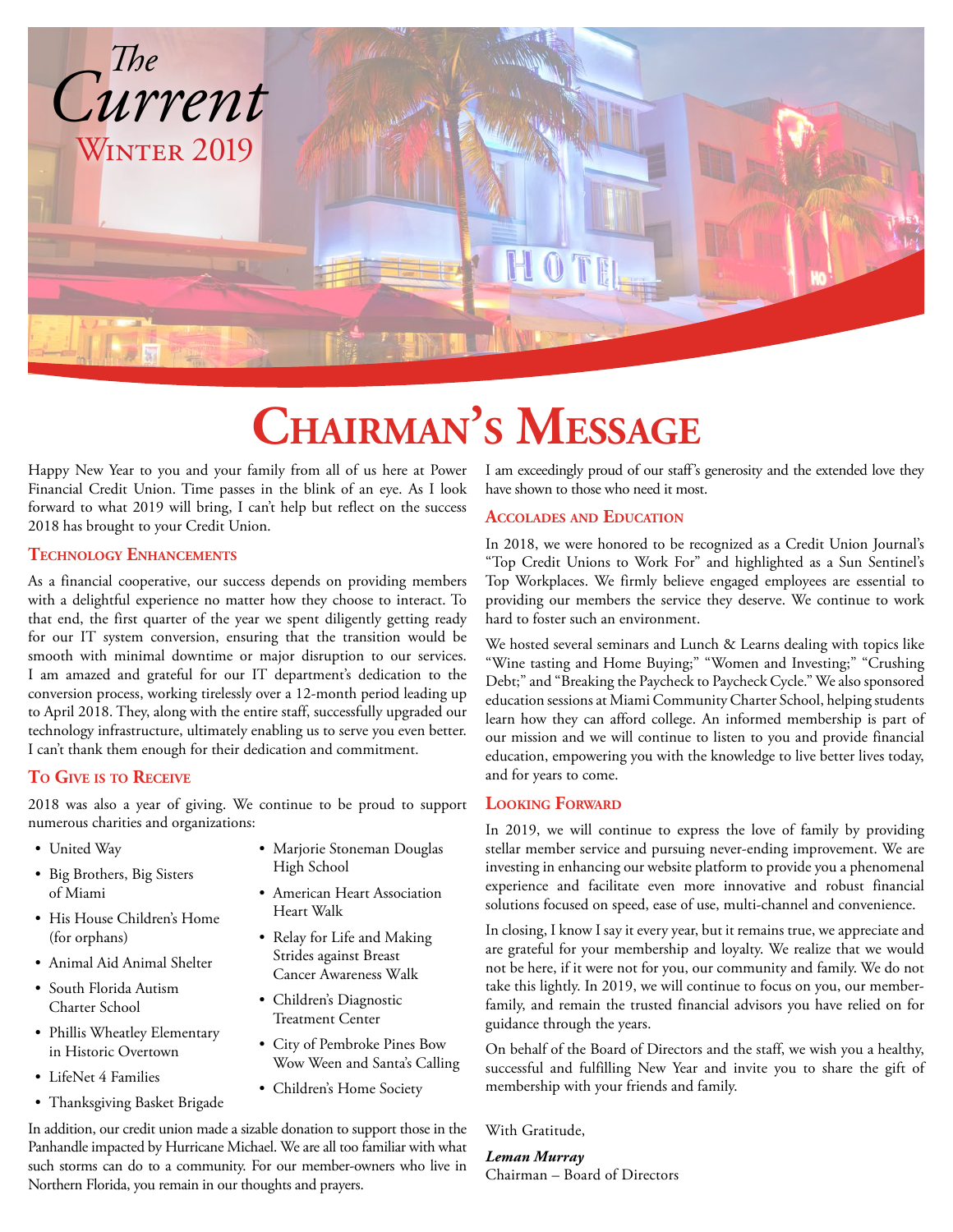*The* *Current*

WINTER 2019

# Chairman's Message

Happy New Year to you and your family from all of us here at Power Financial Credit Union. Time passes in the blink of an eye. As I look forward to what 2019 will bring, I can't help but reflect on the success 2018 has brought to your Credit Union.

## Technology Enhancements

As a financial cooperative, our success depends on providing members with a delightful experience no matter how they choose to interact. To that end, the first quarter of the year we spent diligently getting ready for our IT system conversion, ensuring that the transition would be smooth with minimal downtime or major disruption to our services. I am amazed and grateful for our IT department's dedication to the conversion process, working tirelessly over a 12-month period leading up to April 2018. They, along with the entire staff, successfully upgraded our technology infrastructure, ultimately enabling us to serve you even better. I can't thank them enough for their dedication and commitment.

## To Give is to Receive

2018 was also a year of giving. We continue to be proud to support numerous charities and organizations:

- United Way
- Big Brothers, Big Sisters of Miami
- His House Children's Home (for orphans)
- Animal Aid Animal Shelter
- South Florida Autism Charter School
- Phillis Wheatley Elementary in Historic Overtown
- LifeNet 4 Families
- Thanksgiving Basket Brigade
- Marjorie Stoneman Douglas High School
- American Heart Association Heart Walk
- Relay for Life and Making Strides against Breast Cancer Awareness Walk
- Children's Diagnostic Treatment Center
- City of Pembroke Pines Bow Wow Ween and Santa's Calling
- Children's Home Society

In addition, our credit union made a sizable donation to support those in the Panhandle impacted by Hurricane Michael. We are all too familiar with what such storms can do to a community. For our member-owners who live in Northern Florida, you remain in our thoughts and prayers.

I am exceedingly proud of our staff's generosity and the extended love they have shown to those who need it most.

## Accolades and Education

In 2018, we were honored to be recognized as a Credit Union Journal's "Top Credit Unions to Work For" and highlighted as a Sun Sentinel's Top Workplaces. We firmly believe engaged employees are essential to providing our members the service they deserve. We continue to work hard to foster such an environment.

We hosted several seminars and Lunch & Learns dealing with topics like "Wine tasting and Home Buying;" "Women and Investing;" "Crushing Debt;" and "Breaking the Paycheck to Paycheck Cycle." We also sponsored education sessions at Miami Community Charter School, helping students learn how they can afford college. An informed membership is part of our mission and we will continue to listen to you and provide financial education, empowering you with the knowledge to live better lives today, and for years to come.

## Looking Forward

In 2019, we will continue to express the love of family by providing stellar member service and pursuing never-ending improvement. We are investing in enhancing our website platform to provide you a phenomenal experience and facilitate even more innovative and robust financial solutions focused on speed, ease of use, multi-channel and convenience.

In closing, I know I say it every year, but it remains true, we appreciate and are grateful for your membership and loyalty. We realize that we would not be here, if it were not for you, our community and family. We do not take this lightly. In 2019, we will continue to focus on you, our member-family, and remain the trusted financial advisors you have relied on for guidance through the years.

On behalf of the Board of Directors and the staff, we wish you a healthy, successful and fulfilling New Year and invite you to share the gift of membership with your friends and family.

With Gratitude,

***Leman Murray***
Chairman – Board of Directors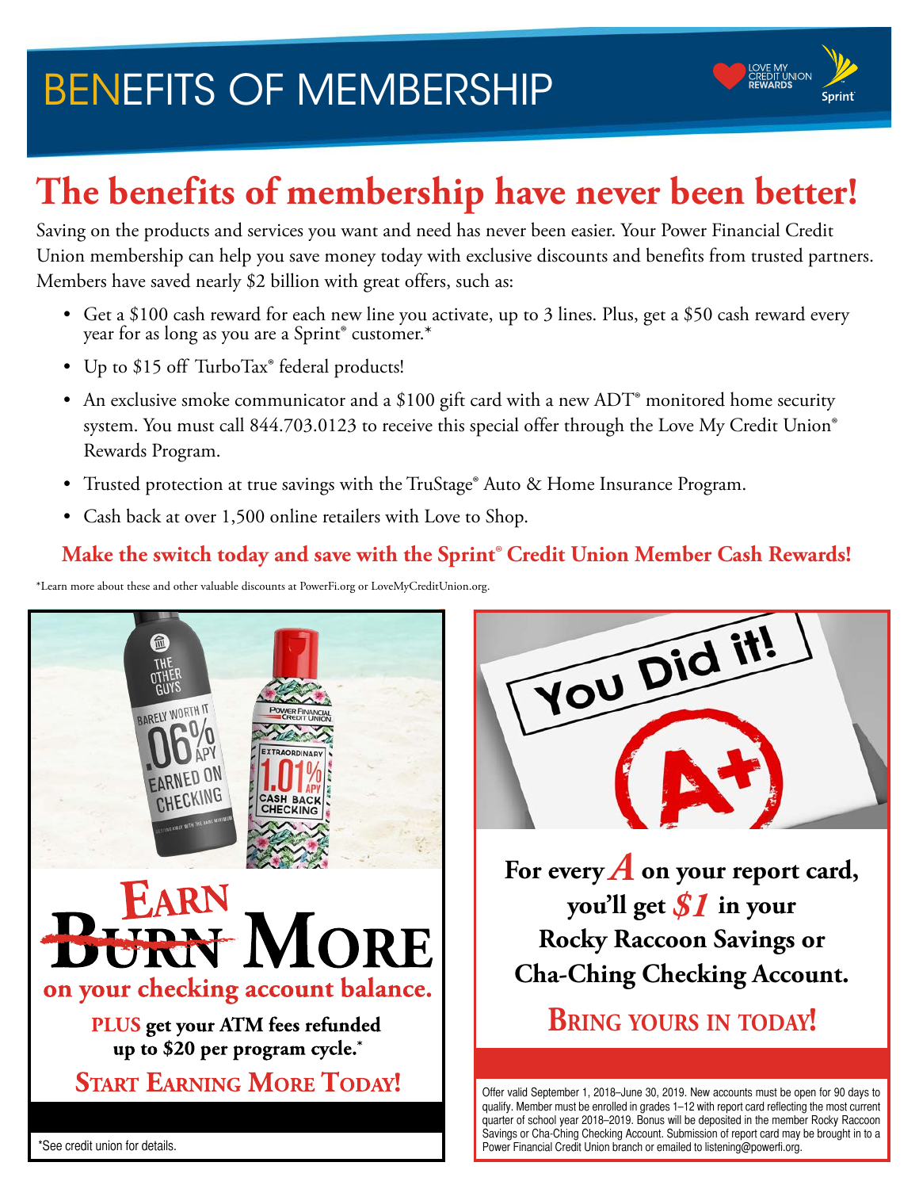# BENEFITS OF MEMBERSHIP

LOVE MY CREDIT UNION REWARDS

Sprint

## The benefits of membership have never been better!

Saving on the products and services you want and need has never been easier. Your Power Financial Credit Union membership can help you save money today with exclusive discounts and benefits from trusted partners. Members have saved nearly $2 billion with great offers, such as:

- Get a $100 cash reward for each new line you activate, up to 3 lines. Plus, get a $50 cash reward every year for as long as you are a Sprint® customer.*
- Up to $15 off TurboTax® federal products!
- An exclusive smoke communicator and a $100 gift card with a new ADT® monitored home security system. You must call 844.703.0123 to receive this special offer through the Love My Credit Union® Rewards Program.
- Trusted protection at true savings with the TruStage® Auto & Home Insurance Program.
- Cash back at over 1,500 online retailers with Love to Shop.

**Make the switch today and save with the Sprint® Credit Union Member Cash Rewards!**

*Learn more about these and other valuable discounts at PowerFi.org or LoveMyCreditUnion.org.

THE OTHER GUYS

BARELY WORTH IT

.06% APY

EARNED ON CHECKING

POWER FINANCIAL CREDIT UNION

EXTRAORDINARY

1.01% APY

CASH BACK CHECKING

## ~~BURN~~ EARN MORE

**on your checking account balance.**

**PLUS get your ATM fees refunded up to $20 per program cycle.***

**START EARNING MORE TODAY!**

*See credit union for details.

You Did it!

A+

**For every *A* on your report card, you'll get *$1* in your Rocky Raccoon Savings or Cha-Ching Checking Account.**

**BRING YOURS IN TODAY!**

Offer valid September 1, 2018–June 30, 2019. New accounts must be open for 90 days to qualify. Member must be enrolled in grades 1–12 with report card reflecting the most current quarter of school year 2018–2019. Bonus will be deposited in the member Rocky Raccoon Savings or Cha-Ching Checking Account. Submission of report card may be brought in to a Power Financial Credit Union branch or emailed to listening@powerfi.org.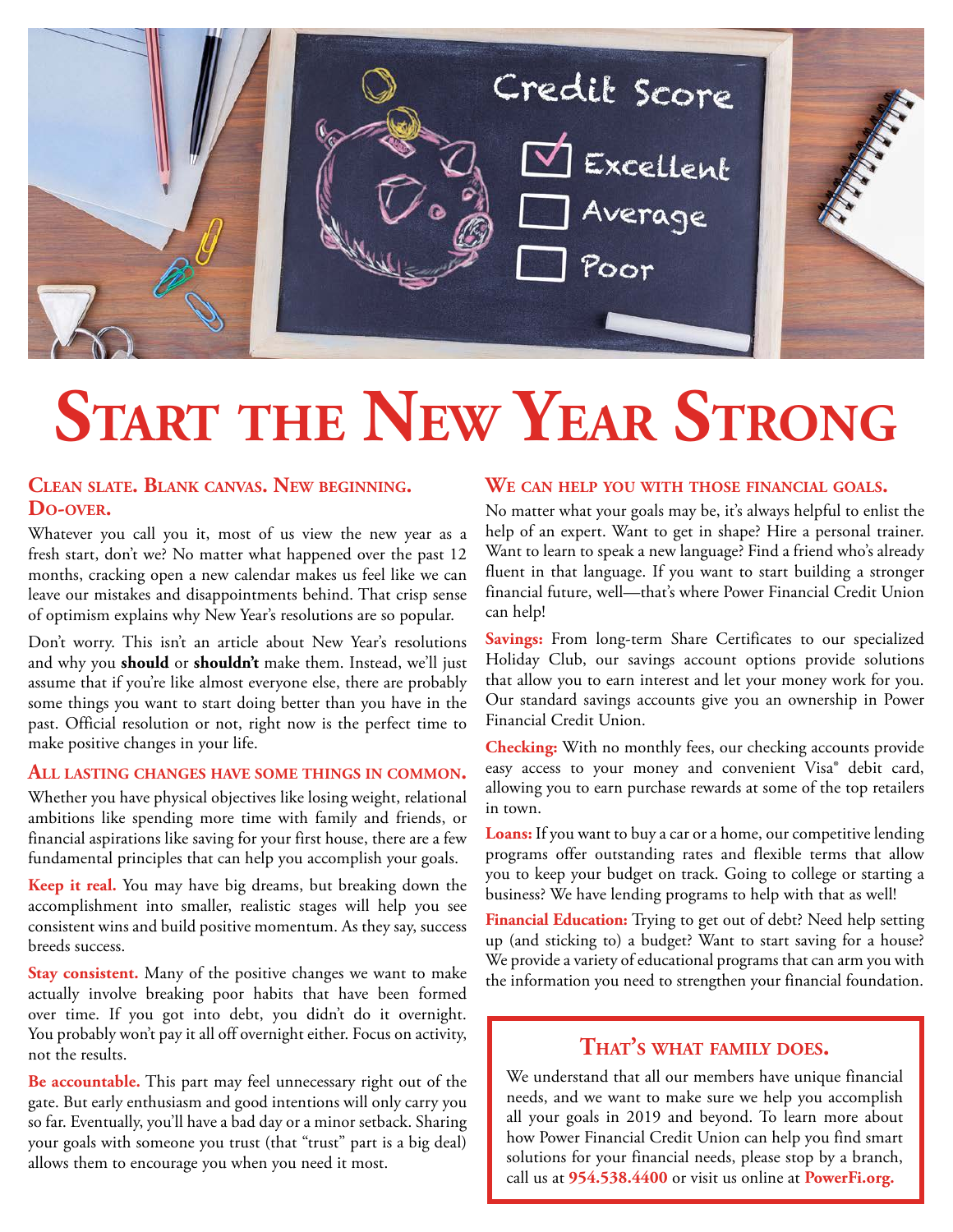# Start the New Year Strong

### Clean slate. Blank canvas. New beginning. Do-over.

Whatever you call you it, most of us view the new year as a fresh start, don't we? No matter what happened over the past 12 months, cracking open a new calendar makes us feel like we can leave our mistakes and disappointments behind. That crisp sense of optimism explains why New Year's resolutions are so popular.

Don't worry. This isn't an article about New Year's resolutions and why you **should** or **shouldn't** make them. Instead, we'll just assume that if you're like almost everyone else, there are probably some things you want to start doing better than you have in the past. Official resolution or not, right now is the perfect time to make positive changes in your life.

### All lasting changes have some things in common.

Whether you have physical objectives like losing weight, relational ambitions like spending more time with family and friends, or financial aspirations like saving for your first house, there are a few fundamental principles that can help you accomplish your goals.

**Keep it real.** You may have big dreams, but breaking down the accomplishment into smaller, realistic stages will help you see consistent wins and build positive momentum. As they say, success breeds success.

**Stay consistent.** Many of the positive changes we want to make actually involve breaking poor habits that have been formed over time. If you got into debt, you didn't do it overnight. You probably won't pay it all off overnight either. Focus on activity, not the results.

**Be accountable.** This part may feel unnecessary right out of the gate. But early enthusiasm and good intentions will only carry you so far. Eventually, you'll have a bad day or a minor setback. Sharing your goals with someone you trust (that "trust" part is a big deal) allows them to encourage you when you need it most.

### We can help you with those financial goals.

No matter what your goals may be, it's always helpful to enlist the help of an expert. Want to get in shape? Hire a personal trainer. Want to learn to speak a new language? Find a friend who's already fluent in that language. If you want to start building a stronger financial future, well—that's where Power Financial Credit Union can help!

**Savings:** From long-term Share Certificates to our specialized Holiday Club, our savings account options provide solutions that allow you to earn interest and let your money work for you. Our standard savings accounts give you an ownership in Power Financial Credit Union.

**Checking:** With no monthly fees, our checking accounts provide easy access to your money and convenient Visa® debit card, allowing you to earn purchase rewards at some of the top retailers in town.

**Loans:** If you want to buy a car or a home, our competitive lending programs offer outstanding rates and flexible terms that allow you to keep your budget on track. Going to college or starting a business? We have lending programs to help with that as well!

**Financial Education:** Trying to get out of debt? Need help setting up (and sticking to) a budget? Want to start saving for a house? We provide a variety of educational programs that can arm you with the information you need to strengthen your financial foundation.

### That's what family does.

We understand that all our members have unique financial needs, and we want to make sure we help you accomplish all your goals in 2019 and beyond. To learn more about how Power Financial Credit Union can help you find smart solutions for your financial needs, please stop by a branch, call us at **954.538.4400** or visit us online at **PowerFi.org.**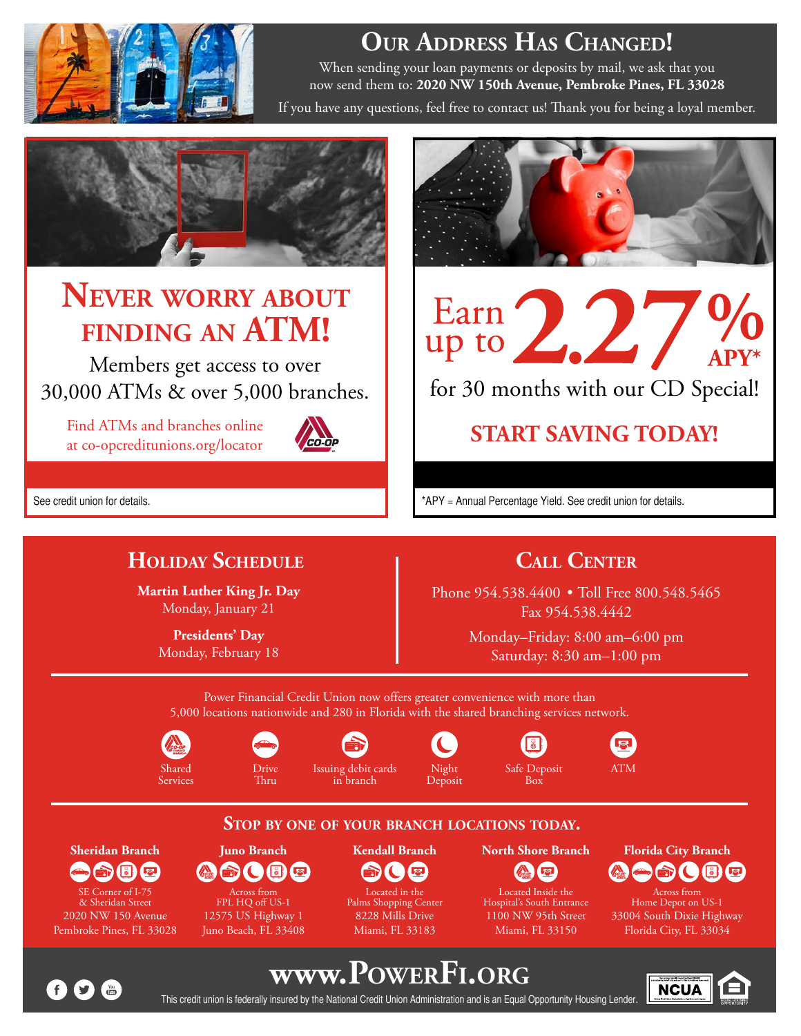# Our Address Has Changed!

When sending your loan payments or deposits by mail, we ask that you now send them to: **2020 NW 150th Avenue, Pembroke Pines, FL 33028**

If you have any questions, feel free to contact us! Thank you for being a loyal member.

## Never worry about finding an ATM!

Members get access to over 30,000 ATMs & over 5,000 branches.

Find ATMs and branches online at co-opcreditunions.org/locator

CO-OP

See credit union for details.

## Earn up to 2.27% APY*

for 30 months with our CD Special!

**START SAVING TODAY!**

*APY = Annual Percentage Yield. See credit union for details.

## Holiday Schedule

**Martin Luther King Jr. Day**
Monday, January 21

**Presidents' Day**
Monday, February 18

## Call Center

Phone 954.538.4400 • Toll Free 800.548.5465
Fax 954.538.4442

Monday–Friday: 8:00 am–6:00 pm
Saturday: 8:30 am–1:00 pm

Power Financial Credit Union now offers greater convenience with more than 5,000 locations nationwide and 280 in Florida with the shared branching services network.

- Shared Services
- Drive Thru
- Issuing debit cards in branch
- Night Deposit
- Safe Deposit Box
- ATM

## Stop by one of your branch locations today.

**Sheridan Branch**
SE Corner of I-75 & Sheridan Street
2020 NW 150 Avenue
Pembroke Pines, FL 33028

**Juno Branch**
Across from FPL HQ off US-1
12575 US Highway 1
Juno Beach, FL 33408

**Kendall Branch**
Located in the Palms Shopping Center
8228 Mills Drive
Miami, FL 33183

**North Shore Branch**
Located Inside the Hospital's South Entrance
1100 NW 95th Street
Miami, FL 33150

**Florida City Branch**
Across from Home Depot on US-1
33004 South Dixie Highway
Florida City, FL 33034

# www.PowerFi.org

This credit union is federally insured by the National Credit Union Administration and is an Equal Opportunity Housing Lender.

NCUA